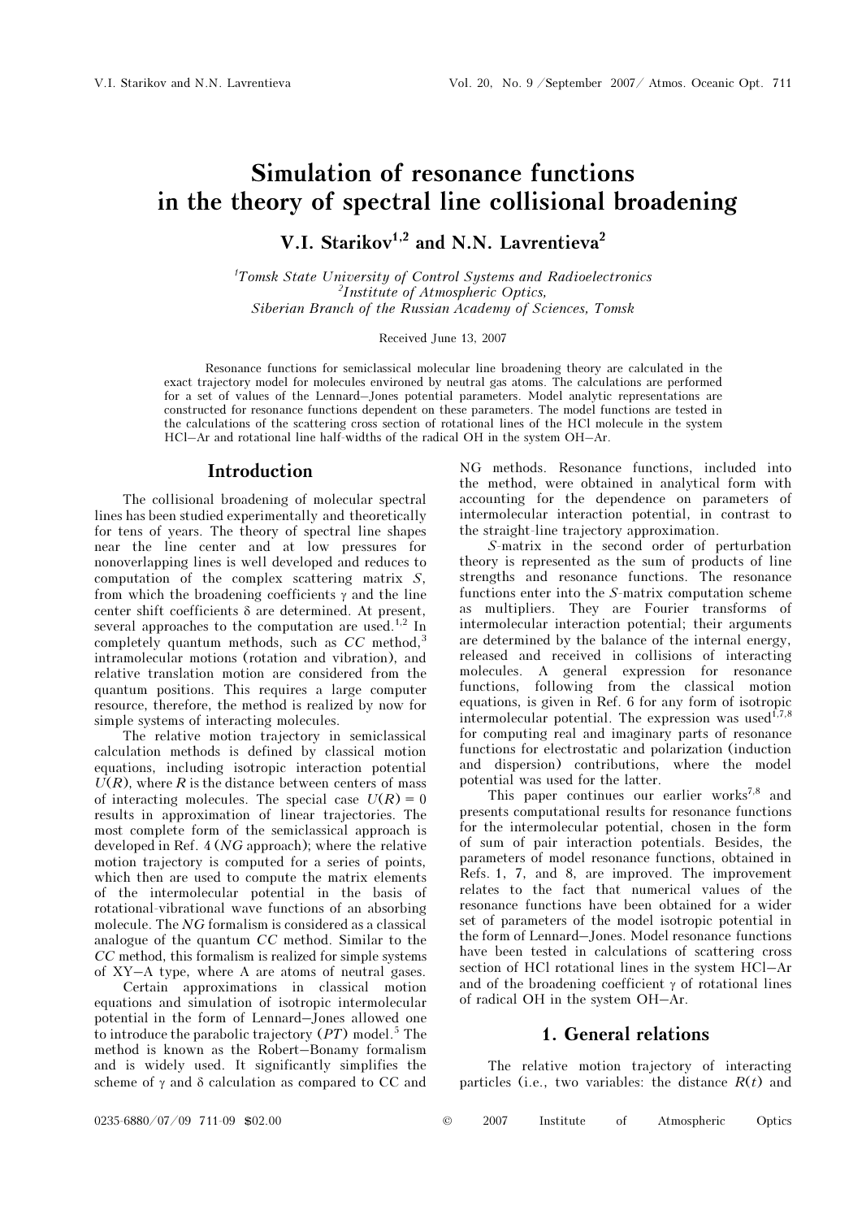# Simulation of resonance functions in the theory of spectral line collisional broadening

**V.I. Starikov[1,2] and N.N. Lavrentieva[2]**

[1]*Tomsk State University of Control Systems and Radioelectronics*
[2]*Institute of Atmospheric Optics, Siberian Branch of the Russian Academy of Sciences, Tomsk*

Received June 13, 2007

Resonance functions for semiclassical molecular line broadening theory are calculated in the exact trajectory model for molecules environed by neutral gas atoms. The calculations are performed for a set of values of the Lennard–Jones potential parameters. Model analytic representations are constructed for resonance functions dependent on these parameters. The model functions are tested in the calculations of the scattering cross section of rotational lines of the HCl molecule in the system HCl–Ar and rotational line half-widths of the radical OH in the system OH–Ar.

## Introduction

The collisional broadening of molecular spectral lines has been studied experimentally and theoretically for tens of years. The theory of spectral line shapes near the line center and at low pressures for nonoverlapping lines is well developed and reduces to computation of the complex scattering matrix $S$, from which the broadening coefficients $\gamma$ and the line center shift coefficients $\delta$ are determined. At present, several approaches to the computation are used.[1,2] In completely quantum methods, such as *CC* method,[3] intramolecular motions (rotation and vibration), and relative translation motion are considered from the quantum positions. This requires a large computer resource, therefore, the method is realized by now for simple systems of interacting molecules.

The relative motion trajectory in semiclassical calculation methods is defined by classical motion equations, including isotropic interaction potential $U(R)$, where $R$ is the distance between centers of mass of interacting molecules. The special case $U(R) = 0$ results in approximation of linear trajectories. The most complete form of the semiclassical approach is developed in Ref. 4 (*NG* approach); where the relative motion trajectory is computed for a series of points, which then are used to compute the matrix elements of the intermolecular potential in the basis of rotational-vibrational wave functions of an absorbing molecule. The *NG* formalism is considered as a classical analogue of the quantum *CC* method. Similar to the *CC* method, this formalism is realized for simple systems of XY–A type, where A are atoms of neutral gases.

Certain approximations in classical motion equations and simulation of isotropic intermolecular potential in the form of Lennard–Jones allowed one to introduce the parabolic trajectory (*PT*) model.[5] The method is known as the Robert–Bonamy formalism and is widely used. It significantly simplifies the scheme of $\gamma$ and $\delta$ calculation as compared to CC and NG methods. Resonance functions, included into the method, were obtained in analytical form with accounting for the dependence on parameters of intermolecular interaction potential, in contrast to the straight-line trajectory approximation.

*S*-matrix in the second order of perturbation theory is represented as the sum of products of line strengths and resonance functions. The resonance functions enter into the *S*-matrix computation scheme as multipliers. They are Fourier transforms of intermolecular interaction potential; their arguments are determined by the balance of the internal energy, released and received in collisions of interacting molecules. A general expression for resonance functions, following from the classical motion equations, is given in Ref. 6 for any form of isotropic intermolecular potential. The expression was used[1,7,8] for computing real and imaginary parts of resonance functions for electrostatic and polarization (induction and dispersion) contributions, where the model potential was used for the latter.

This paper continues our earlier works[7,8] and presents computational results for resonance functions for the intermolecular potential, chosen in the form of sum of pair interaction potentials. Besides, the parameters of model resonance functions, obtained in Refs. 1, 7, and 8, are improved. The improvement relates to the fact that numerical values of the resonance functions have been obtained for a wider set of parameters of the model isotropic potential in the form of Lennard–Jones. Model resonance functions have been tested in calculations of scattering cross section of HCl rotational lines in the system HCl–Ar and of the broadening coefficient $\gamma$ of rotational lines of radical OH in the system OH–Ar.

## 1. General relations

The relative motion trajectory of interacting particles (i.e., two variables: the distance $R(t)$ and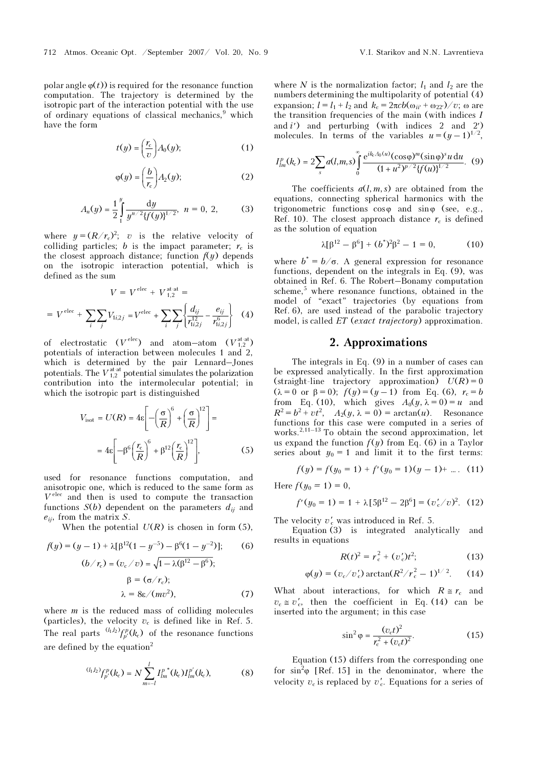polar angle $\varphi(t)$) is required for the resonance function computation. The trajectory is determined by the isotropic part of the interaction potential with the use of ordinary equations of classical mechanics,[9] which have the form

$$t(y) = \left(\frac{r_c}{v}\right) A_0(y); \tag{1}$$

$$\varphi(y) = \left(\frac{b}{r_c}\right) A_2(y); \tag{2}$$

$$A_n(y) = \frac{1}{2}\int_1^y \frac{dy}{y^{n/2}\{f(y)\}^{1/2}},\ n = 0,\ 2, \tag{3}$$

where $y = (R/r_c)^2$; $v$ is the relative velocity of colliding particles; $b$ is the impact parameter; $r_c$ is the closest approach distance; function $f(y)$ depends on the isotropic interaction potential, which is defined as the sum

$$V = V^{\text{elec}} + V_{1,2}^{\text{at-at}} =$$

$$= V^{\text{elec}} + \sum_i \sum_j V_{1i,2j} = V^{\text{elec}} + \sum_i \sum_j \left\{ \frac{d_{ij}}{r_{1i,2j}^{12}} - \frac{e_{ij}}{r_{1i,2j}^{6}} \right\} \tag{4}$$

of electrostatic ($V^{\text{elec}}$) and atom–atom ($V_{1,2}^{\text{at-at}}$) potentials of interaction between molecules 1 and 2, which is determined by the pair Lennard–Jones potentials. The $V_{1,2}^{\text{at-at}}$ potential simulates the polarization contribution into the intermolecular potential; in which the isotropic part is distinguished

$$V_{\text{isot}} = U(R) = 4\varepsilon\left[-\left(\frac{\sigma}{R}\right)^6 + \left(\frac{\sigma}{R}\right)^{12}\right] =$$

$$= 4\varepsilon\left[-\beta^6\left(\frac{r_c}{R}\right)^6 + \beta^{12}\left(\frac{r_c}{R}\right)^{12}\right], \tag{5}$$

used for resonance functions computation, and anisotropic one, which is reduced to the same form as $V^{\text{elec}}$ and then is used to compute the transaction functions $S(b)$ dependent on the parameters $d_{ij}$ and $e_{ij}$, from the matrix $S$.

When the potential $U(R)$ is chosen in form (5),

$$f(y) = (y-1) + \lambda[\beta^{12}(1 - y^{-5}) - \beta^6(1 - y^{-2})]; \tag{6}$$

$$(b/r_c) = (v_c/v) = \sqrt{1 - \lambda(\beta^{12} - \beta^6)};$$

$$\beta = (\sigma/r_c);$$

$$\lambda = 8\varepsilon/(mv^2), \tag{7}$$

where $m$ is the reduced mass of colliding molecules (particles), the velocity $v_c$ is defined like in Ref. 5. The real parts ${}^{(l_1 l_2)}f_{p'}^{p}(k_c)$ of the resonance functions are defined by the equation[2]

$$^{(l_1 l_2)}f_{p'}^{p}(k_c) = N \sum_{m=-l}^{l} I_{lm}^{p\,*}(k_c) I_{lm}^{p'}(k_c), \tag{8}$$

where $N$ is the normalization factor; $l_1$ and $l_2$ are the numbers determining the multipolarity of potential (4) expansion; $l = l_1 + l_2$ and $k_c = 2\pi cb(\omega_{ii'} + \omega_{22'})/v$; $\omega$ are the transition frequencies of the main (with indices $I$ and $i'$) and perturbing (with indices 2 and 2') molecules. In terms of the variables $u = (y-1)^{1/2}$,

$$I_{lm}^{p}(k_c) = 2\sum_s a(l,m,s)\int_0^\infty \frac{e^{ik_c A_0(u)}(\cos\varphi)^m(\sin\varphi)^s u\,du}{(1+u^2)^{p/2}\{f(u)\}^{1/2}}. \tag{9}$$

The coefficients $a(l,m,s)$ are obtained from the equations, connecting spherical harmonics with the trigonometric functions $\cos\varphi$ and $\sin\varphi$ (see, e.g., Ref. 10). The closest approach distance $r_c$ is defined as the solution of equation

$$\lambda[\beta^{12} - \beta^6] + (b^*)^2\beta^2 - 1 = 0, \tag{10}$$

where $b^* = b/\sigma$. A general expression for resonance functions, dependent on the integrals in Eq. (9), was obtained in Ref. 6. The Robert–Bonamy computation scheme,[5] where resonance functions, obtained in the model of "exact" trajectories (by equations from Ref. 6), are used instead of the parabolic trajectory model, is called *ET* (*exact trajectory*) approximation.

## 2. Approximations

The integrals in Eq. (9) in a number of cases can be expressed analytically. In the first approximation (straight-line trajectory approximation) $U(R) = 0$ ($\lambda = 0$ or $\beta = 0$); $f(y) = (y-1)$ from Eq. (6), $r_c = b$ from Eq. (10), which gives $A_0(y, \lambda = 0) = u$ and $R^2 = b^2 + vt^2$, $A_2(y, \lambda = 0) = \arctan(u)$. Resonance functions for this case were computed in a series of works.[2,11–13] To obtain the second approximation, let us expand the function $f(y)$ from Eq. (6) in a Taylor series about $y_0 = 1$ and limit it to the first terms:

$$f(y) = f(y_0 = 1) + f'(y_0 = 1)(y-1) + \ldots. \tag{11}$$

Here $f(y_0 = 1) = 0$,

$$f'(y_0 = 1) = 1 + \lambda[5\beta^{12} - 2\beta^6] = (v_c'/v)^2. \tag{12}$$

The velocity $v_c'$ was introduced in Ref. 5.

Equation (3) is integrated analytically and results in equations

$$R(t)^2 = r_c^2 + (v_c' t)^2; \tag{13}$$

$$\varphi(y) = (v_c/v_c')\arctan(R^2/r_c^2 - 1)^{1/2}. \tag{14}$$

What about interactions, for which $R \cong r_c$ and $v_c \cong v_c'$, then the coefficient in Eq. (14) can be inserted into the argument; in this case

$$\sin^2\varphi = \frac{(v_c t)^2}{r_c^2 + (v_c t)^2}. \tag{15}$$

Equation (15) differs from the corresponding one for $\sin^2\varphi$ [Ref. 15] in the denominator, where the velocity $v_c$ is replaced by $v_c'$. Equations for a series of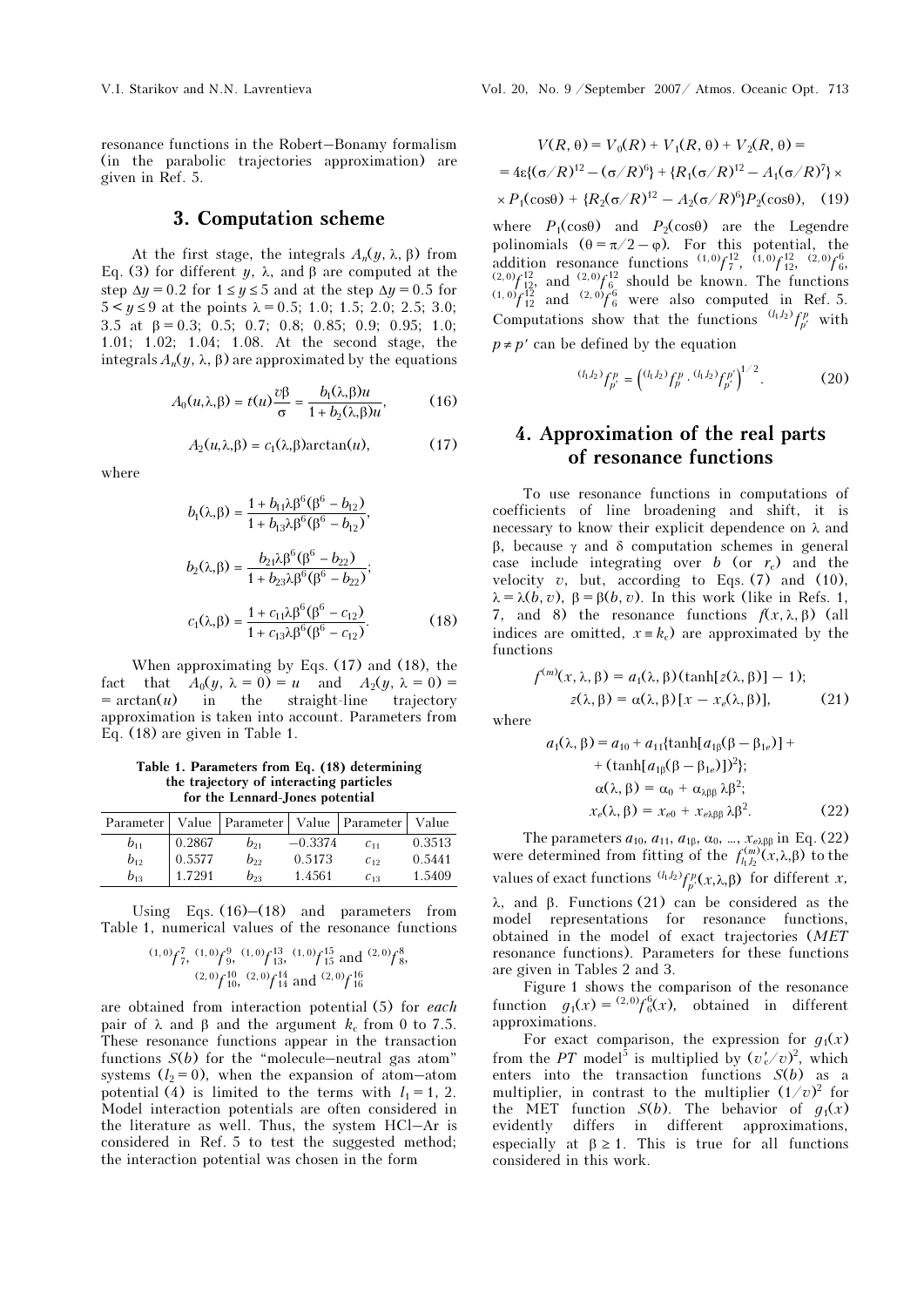resonance functions in the Robert–Bonamy formalism (in the parabolic trajectories approximation) are given in Ref. 5.

## 3. Computation scheme

At the first stage, the integrals $A_n(y, \lambda, \beta)$ from Eq. (3) for different $y$, $\lambda$, and $\beta$ are computed at the step $\Delta y = 0.2$ for $1 \le y \le 5$ and at the step $\Delta y = 0.5$ for $5 < y \le 9$ at the points $\lambda = 0.5$; 1.0; 1.5; 2.0; 2.5; 3.0; 3.5 at $\beta = 0.3$; 0.5; 0.7; 0.8; 0.85; 0.9; 0.95; 1.0; 1.01; 1.02; 1.04; 1.08. At the second stage, the integrals $A_n(y, \lambda, \beta)$ are approximated by the equations

$$A_0(u,\lambda,\beta) = t(u)\frac{\upsilon\beta}{\sigma} = \frac{b_1(\lambda,\beta)u}{1 + b_2(\lambda,\beta)u}, \quad (16)$$

$$A_2(u,\lambda,\beta) = c_1(\lambda,\beta)\arctan(u), \quad (17)$$

where

$$b_1(\lambda,\beta) = \frac{1 + b_{11}\lambda\beta^6(\beta^6 - b_{12})}{1 + b_{13}\lambda\beta^6(\beta^6 - b_{12})},$$

$$b_2(\lambda,\beta) = \frac{b_{21}\lambda\beta^6(\beta^6 - b_{22})}{1 + b_{23}\lambda\beta^6(\beta^6 - b_{22})};$$

$$c_1(\lambda,\beta) = \frac{1 + c_{11}\lambda\beta^6(\beta^6 - c_{12})}{1 + c_{13}\lambda\beta^6(\beta^6 - c_{12})}. \quad (18)$$

When approximating by Eqs. (17) and (18), the fact that $A_0(y, \lambda = 0) = u$ and $A_2(y, \lambda = 0) = \arctan(u)$ in the straight-line trajectory approximation is taken into account. Parameters from Eq. (18) are given in Table 1.

**Table 1. Parameters from Eq. (18) determining the trajectory of interacting particles for the Lennard-Jones potential**

| Parameter | Value | Parameter | Value | Parameter | Value |
|---|---|---|---|---|---|
| $b_{11}$ | 0.2867 | $b_{21}$ | –0.3374 | $c_{11}$ | 0.3513 |
| $b_{12}$ | 0.5577 | $b_{22}$ | 0.5173 | $c_{12}$ | 0.5441 |
| $b_{13}$ | 1.7291 | $b_{23}$ | 1.4561 | $c_{13}$ | 1.5409 |

Using Eqs. (16)–(18) and parameters from Table 1, numerical values of the resonance functions

$$^{(1,0)}f^{7}_{7},\ ^{(1,0)}f^{9}_{9},\ ^{(1,0)}f^{13}_{13},\ ^{(1,0)}f^{15}_{15} \text{ and } ^{(2,0)}f^{8}_{8},$$
$$^{(2,0)}f^{10}_{10},\ ^{(2,0)}f^{14}_{14} \text{ and } ^{(2,0)}f^{16}_{16}$$

are obtained from interaction potential (5) for *each* pair of $\lambda$ and $\beta$ and the argument $k_c$ from 0 to 7.5. These resonance functions appear in the transaction functions $S(b)$ for the "molecule–neutral gas atom" systems ($l_2 = 0$), when the expansion of atom–atom potential (4) is limited to the terms with $l_1 = 1$, 2. Model interaction potentials are often considered in the literature as well. Thus, the system HCl–Ar is considered in Ref. 5 to test the suggested method; the interaction potential was chosen in the form

$$V(R, \theta) = V_0(R) + V_1(R, \theta) + V_2(R, \theta) =$$
$$= 4\varepsilon\{(\sigma/R)^{12} - (\sigma/R)^6\} + \{R_1(\sigma/R)^{12} - A_1(\sigma/R)^7\} \times$$
$$\times P_1(\cos\theta) + \{R_2(\sigma/R)^{12} - A_2(\sigma/R)^6\}P_2(\cos\theta), \quad (19)$$

where $P_1(\cos\theta)$ and $P_2(\cos\theta)$ are the Legendre polinomials ($\theta = \pi/2 - \varphi$). For this potential, the addition resonance functions $^{(1,0)}f^{12}_{7}$, $^{(1,0)}f^{12}_{12}$, $^{(2,0)}f^{6}_{6}$, $^{(2,0)}f^{12}_{12}$, and $^{(2,0)}f^{12}_{6}$ should be known. The functions $^{(1,0)}f^{12}_{12}$ and $^{(2,0)}f^{6}_{6}$ were also computed in Ref. 5. Computations show that the functions $^{(l_1 l_2)}f^{p}_{p'}$ with $p \ne p'$ can be defined by the equation

$$^{(l_1 l_2)}f^{p}_{p'} = \left(^{(l_1 l_2)}f^{p}_{p} \cdot {}^{(l_1 l_2)}f^{p'}_{p'}\right)^{1/2}. \quad (20)$$

## 4. Approximation of the real parts of resonance functions

To use resonance functions in computations of coefficients of line broadening and shift, it is necessary to know their explicit dependence on $\lambda$ and $\beta$, because $\gamma$ and $\delta$ computation schemes in general case include integrating over $b$ (or $r_c$) and the velocity $\upsilon$, but, according to Eqs. (7) and (10), $\lambda = \lambda(b, \upsilon)$, $\beta = \beta(b, \upsilon)$. In this work (like in Refs. 1, 7, and 8) the resonance functions $f(x, \lambda, \beta)$ (all indices are omitted, $x \equiv k_c$) are approximated by the functions

$$f^{(m)}(x, \lambda, \beta) = a_1(\lambda, \beta)(\tanh[z(\lambda, \beta)] - 1);$$
$$z(\lambda, \beta) = \alpha(\lambda, \beta)[x - x_e(\lambda, \beta)], \quad (21)$$

where

$$a_1(\lambda, \beta) = a_{10} + a_{11}\{\tanh[a_{1\beta}(\beta - \beta_{1e})] +$$
$$+ (\tanh[a_{1\beta}(\beta - \beta_{1e})])^2\};$$
$$\alpha(\lambda, \beta) = \alpha_0 + \alpha_{\lambda\beta\beta}\lambda\beta^2;$$
$$x_e(\lambda, \beta) = x_{e0} + x_{e\lambda\beta\beta}\lambda\beta^2. \quad (22)$$

The parameters $a_{10}$, $a_{11}$, $a_{1\beta}$, $\alpha_0$, ..., $x_{e\lambda\beta\beta}$ in Eq. (22) were determined from fitting of the $f^{(m)}_{l_1 l_2}(x,\lambda,\beta)$ to the values of exact functions $^{(l_1 l_2)}f^{p}_{p'}(x,\lambda,\beta)$ for different $x$, $\lambda$, and $\beta$. Functions (21) can be considered as the model representations for resonance functions, obtained in the model of exact trajectories (*MET* resonance functions). Parameters for these functions are given in Tables 2 and 3.

Figure 1 shows the comparison of the resonance function $g_1(x) = {}^{(2,0)}f^{6}_{6}(x)$, obtained in different approximations.

For exact comparison, the expression for $g_1(x)$ from the *PT* model[5] is multiplied by $(\upsilon'_c/\upsilon)^2$, which enters into the transaction functions $S(b)$ as a multiplier, in contrast to the multiplier $(1/\upsilon)^2$ for the MET function $S(b)$. The behavior of $g_1(x)$ evidently differs in different approximations, especially at $\beta \ge 1$. This is true for all functions considered in this work.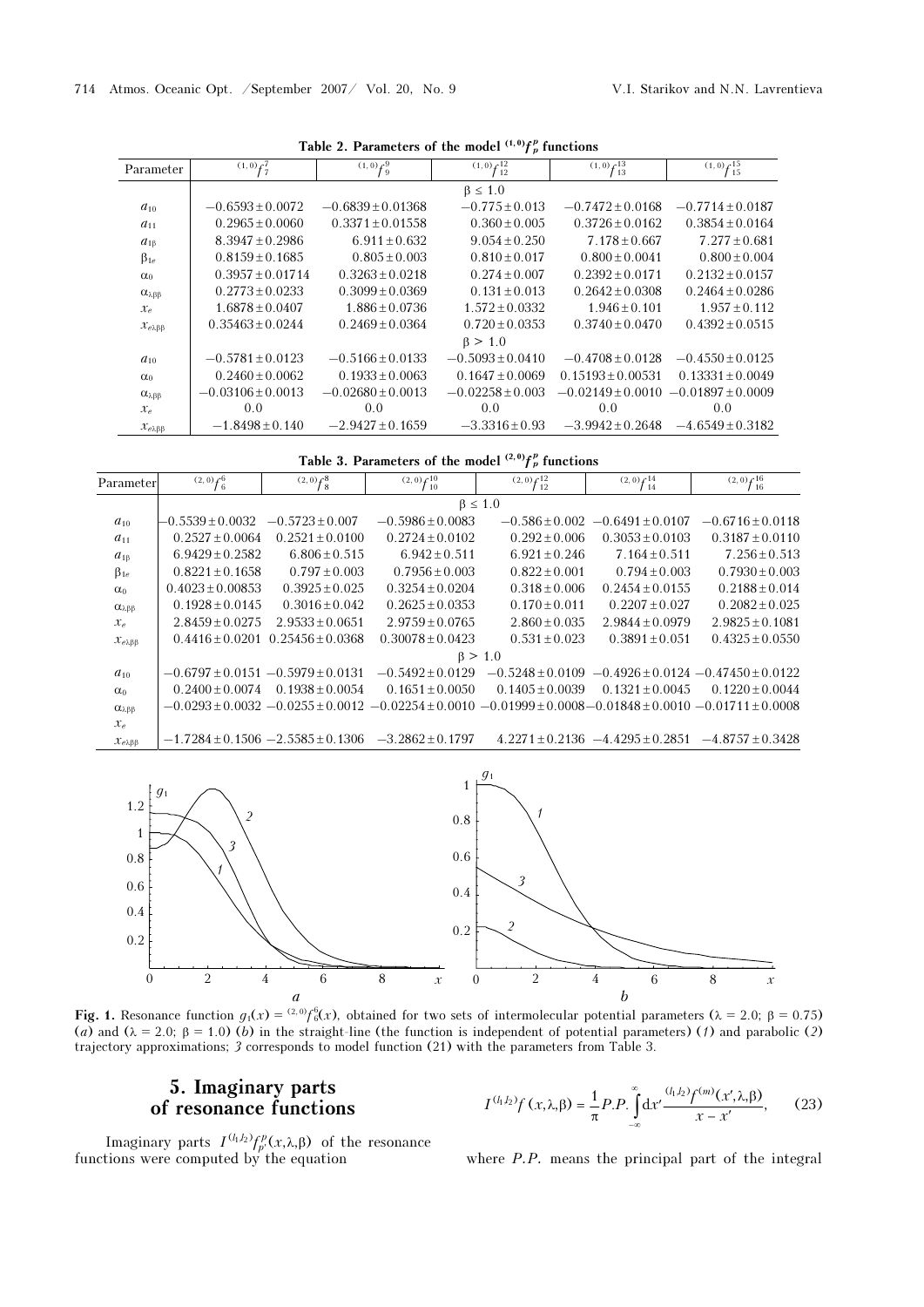**Table 2. Parameters of the model $^{(1,0)}f_p^p$ functions**

| Parameter | $^{(1,0)}f_7^7$ | $^{(1,0)}f_9^9$ | $^{(1,0)}f_{12}^{12}$ | $^{(1,0)}f_{13}^{13}$ | $^{(1,0)}f_{15}^{15}$ |
|---|---|---|---|---|---|
| | $\beta \le 1.0$ | | | | |
| $a_{10}$ | $-0.6593 \pm 0.0072$ | $-0.6839 \pm 0.01368$ | $-0.775 \pm 0.013$ | $-0.7472 \pm 0.0168$ | $-0.7714 \pm 0.0187$ |
| $a_{11}$ | $0.2965 \pm 0.0060$ | $0.3371 \pm 0.01558$ | $0.360 \pm 0.005$ | $0.3726 \pm 0.0162$ | $0.3854 \pm 0.0164$ |
| $a_{1\beta}$ | $8.3947 \pm 0.2986$ | $6.911 \pm 0.632$ | $9.054 \pm 0.250$ | $7.178 \pm 0.667$ | $7.277 \pm 0.681$ |
| $\beta_{1e}$ | $0.8159 \pm 0.1685$ | $0.805 \pm 0.003$ | $0.810 \pm 0.017$ | $0.800 \pm 0.0041$ | $0.800 \pm 0.004$ |
| $\alpha_0$ | $0.3957 \pm 0.01714$ | $0.3263 \pm 0.0218$ | $0.274 \pm 0.007$ | $0.2392 \pm 0.0171$ | $0.2132 \pm 0.0157$ |
| $\alpha_{\lambda\beta\beta}$ | $0.2773 \pm 0.0233$ | $0.3099 \pm 0.0369$ | $0.131 \pm 0.013$ | $0.2642 \pm 0.0308$ | $0.2464 \pm 0.0286$ |
| $x_e$ | $1.6878 \pm 0.0407$ | $1.886 \pm 0.0736$ | $1.572 \pm 0.0332$ | $1.946 \pm 0.101$ | $1.957 \pm 0.112$ |
| $x_{e\lambda\beta\beta}$ | $0.35463 \pm 0.0244$ | $0.2469 \pm 0.0364$ | $0.720 \pm 0.0353$ | $0.3740 \pm 0.0470$ | $0.4392 \pm 0.0515$ |
| | $\beta > 1.0$ | | | | |
| $a_{10}$ | $-0.5781 \pm 0.0123$ | $-0.5166 \pm 0.0133$ | $-0.5093 \pm 0.0410$ | $-0.4708 \pm 0.0128$ | $-0.4550 \pm 0.0125$ |
| $\alpha_0$ | $0.2460 \pm 0.0062$ | $0.1933 \pm 0.0063$ | $0.1647 \pm 0.0069$ | $0.15193 \pm 0.00531$ | $0.13331 \pm 0.0049$ |
| $\alpha_{\lambda\beta\beta}$ | $-0.03106 \pm 0.0013$ | $-0.02680 \pm 0.0013$ | $-0.02258 \pm 0.003$ | $-0.02149 \pm 0.0010$ | $-0.01897 \pm 0.0009$ |
| $x_e$ | 0.0 | 0.0 | 0.0 | 0.0 | 0.0 |
| $x_{e\lambda\beta\beta}$ | $-1.8498 \pm 0.140$ | $-2.9427 \pm 0.1659$ | $-3.3316 \pm 0.93$ | $-3.9942 \pm 0.2648$ | $-4.6549 \pm 0.3182$ |

**Table 3. Parameters of the model $^{(2,0)}f_p^p$ functions**

| Parameter | $^{(2,0)}f_6^6$ | $^{(2,0)}f_8^8$ | $^{(2,0)}f_{10}^{10}$ | $^{(2,0)}f_{12}^{12}$ | $^{(2,0)}f_{14}^{14}$ | $^{(2,0)}f_{16}^{16}$ |
|---|---|---|---|---|---|---|
| | $\beta \le 1.0$ | | | | | |
| $a_{10}$ | $-0.5539 \pm 0.0032$ | $-0.5723 \pm 0.007$ | $-0.5986 \pm 0.0083$ | $-0.586 \pm 0.002$ | $-0.6491 \pm 0.0107$ | $-0.6716 \pm 0.0118$ |
| $a_{11}$ | $0.2527 \pm 0.0064$ | $0.2521 \pm 0.0100$ | $0.2724 \pm 0.0102$ | $0.292 \pm 0.006$ | $0.3053 \pm 0.0103$ | $0.3187 \pm 0.0110$ |
| $a_{1\beta}$ | $6.9429 \pm 0.2582$ | $6.806 \pm 0.515$ | $6.942 \pm 0.511$ | $6.921 \pm 0.246$ | $7.164 \pm 0.511$ | $7.256 \pm 0.513$ |
| $\beta_{1e}$ | $0.8221 \pm 0.1658$ | $0.797 \pm 0.003$ | $0.7956 \pm 0.003$ | $0.822 \pm 0.001$ | $0.794 \pm 0.003$ | $0.7930 \pm 0.003$ |
| $\alpha_0$ | $0.4023 \pm 0.00853$ | $0.3925 \pm 0.025$ | $0.3254 \pm 0.0204$ | $0.318 \pm 0.006$ | $0.2454 \pm 0.0155$ | $0.2188 \pm 0.014$ |
| $\alpha_{\lambda\beta\beta}$ | $0.1928 \pm 0.0145$ | $0.3016 \pm 0.042$ | $0.2625 \pm 0.0353$ | $0.170 \pm 0.011$ | $0.2207 \pm 0.027$ | $0.2082 \pm 0.025$ |
| $x_e$ | $2.8459 \pm 0.0275$ | $2.9533 \pm 0.0651$ | $2.9759 \pm 0.0765$ | $2.860 \pm 0.035$ | $2.9844 \pm 0.0979$ | $2.9825 \pm 0.1081$ |
| $x_{e\lambda\beta\beta}$ | $0.4416 \pm 0.0201$ | $0.25456 \pm 0.0368$ | $0.30078 \pm 0.0423$ | $0.531 \pm 0.023$ | $0.3891 \pm 0.051$ | $0.4325 \pm 0.0550$ |
| | $\beta > 1.0$ | | | | | |
| $a_{10}$ | $-0.6797 \pm 0.0151$ | $-0.5979 \pm 0.0131$ | $-0.5492 \pm 0.0129$ | $-0.5248 \pm 0.0109$ | $-0.4926 \pm 0.0124$ | $-0.47450 \pm 0.0122$ |
| $\alpha_0$ | $0.2400 \pm 0.0074$ | $0.1938 \pm 0.0054$ | $0.1651 \pm 0.0050$ | $0.1405 \pm 0.0039$ | $0.1321 \pm 0.0045$ | $0.1220 \pm 0.0044$ |
| $\alpha_{\lambda\beta\beta}$ | $-0.0293 \pm 0.0032$ | $-0.0255 \pm 0.0012$ | $-0.02254 \pm 0.0010$ | $-0.01999 \pm 0.0008$ | $-0.01848 \pm 0.0010$ | $-0.01711 \pm 0.0008$ |
| $x_e$ | | | | | | |
| $x_{e\lambda\beta\beta}$ | $-1.7284 \pm 0.1506$ | $-2.5585 \pm 0.1306$ | $-3.2862 \pm 0.1797$ | $4.2271 \pm 0.2136$ | $-4.4295 \pm 0.2851$ | $-4.8757 \pm 0.3428$ |

**Fig. 1.** Resonance function $g_1(x) = {}^{(2,0)}f_6^6(x)$, obtained for two sets of intermolecular potential parameters ($\lambda = 2.0$; $\beta = 0.75$) (*a*) and ($\lambda = 2.0$; $\beta = 1.0$) (*b*) in the straight-line (the function is independent of potential parameters) (*1*) and parabolic (*2*) trajectory approximations; *3* corresponds to model function (21) with the parameters from Table 3.

## 5. Imaginary parts of resonance functions

Imaginary parts $I^{(l_1 l_2)}f_{p'}^{p}(x,\lambda,\beta)$ of the resonance functions were computed by the equation

$$I^{(l_1 l_2)}f(x,\lambda,\beta) = \frac{1}{\pi} P.P. \int_{-\infty}^{\infty} dx' \frac{^{(l_1 l_2)}f^{(m)}(x',\lambda,\beta)}{x - x'}, \qquad (23)$$

where *P.P.* means the principal part of the integral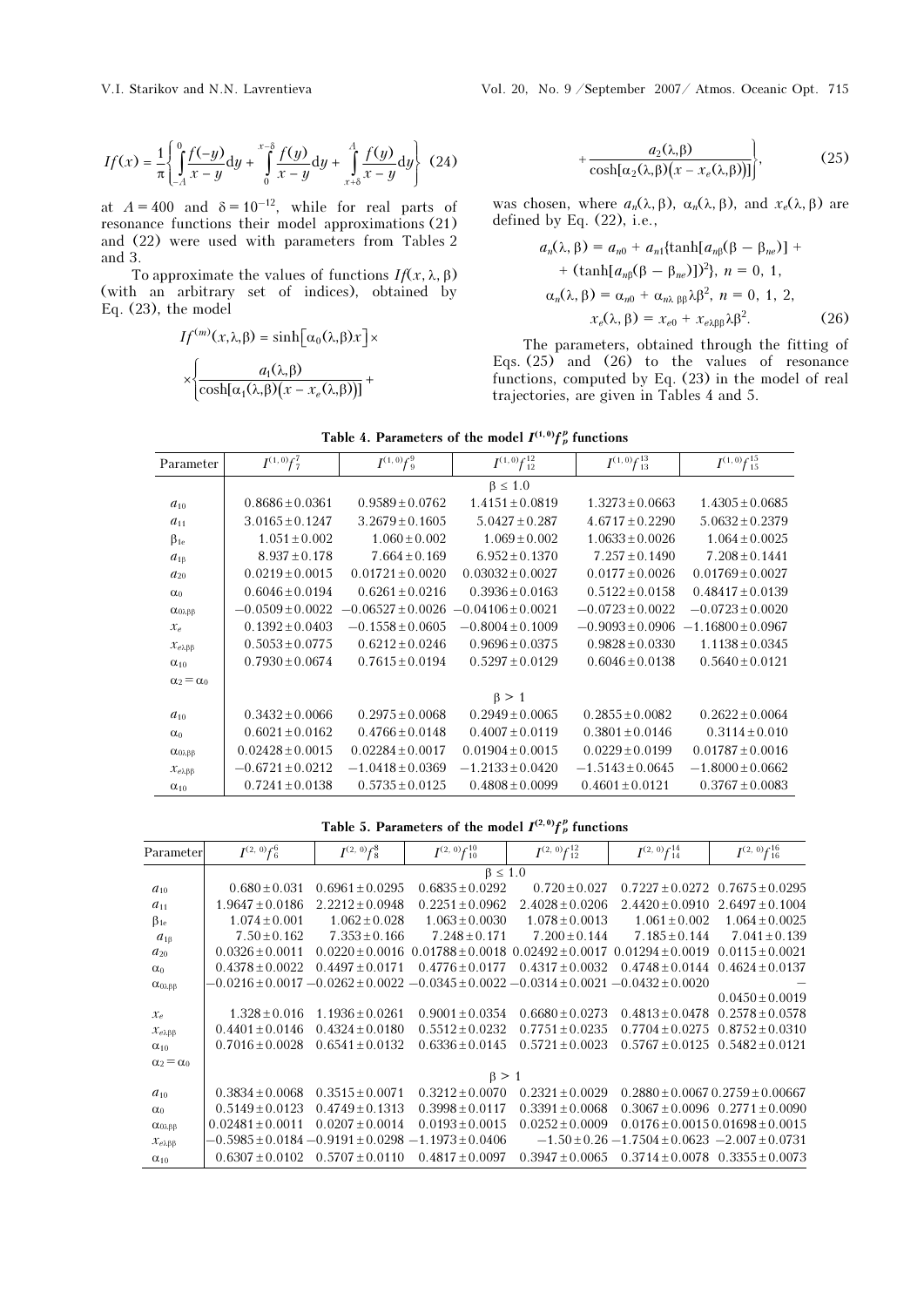$$
If(x) = \frac{1}{\pi}\left\{\int_{-A}^{0}\frac{f(-y)}{x-y}dy + \int_{0}^{x-\delta}\frac{f(y)}{x-y}dy + \int_{x+\delta}^{A}\frac{f(y)}{x-y}dy\right\} \quad (24)
$$

at $A = 400$ and $\delta = 10^{-12}$, while for real parts of resonance functions their model approximations (21) and (22) were used with parameters from Tables 2 and 3.

To approximate the values of functions $If(x, \lambda, \beta)$ (with an arbitrary set of indices), obtained by Eq. (23), the model

$$
If^{(m)}(x,\lambda,\beta) = \sinh\left[\alpha_0(\lambda,\beta)x\right]\times \left\{\frac{a_1(\lambda,\beta)}{\cosh[\alpha_1(\lambda,\beta)(x - x_e(\lambda,\beta))]} + \frac{a_2(\lambda,\beta)}{\cosh[\alpha_2(\lambda,\beta)(x - x_e(\lambda,\beta))]}\right\}, \quad (25)
$$

was chosen, where $a_n(\lambda, \beta)$, $\alpha_n(\lambda, \beta)$, and $x_e(\lambda, \beta)$ are defined by Eq. (22), i.e.,

$$
a_n(\lambda,\beta) = a_{n0} + a_{n1}\{\tanh[a_{n\beta}(\beta - \beta_{ne})] + (\tanh[a_{n\beta}(\beta - \beta_{ne})])^2\},\ n = 0,\ 1,
$$

$$
\alpha_n(\lambda,\beta) = \alpha_{n0} + \alpha_{n\lambda\ \beta\beta}\lambda\beta^2,\ n = 0,\ 1,\ 2,
$$

$$
x_e(\lambda,\beta) = x_{e0} + x_{e\lambda\beta\beta}\lambda\beta^2. \quad (26)
$$

The parameters, obtained through the fitting of Eqs. (25) and (26) to the values of resonance functions, computed by Eq. (23) in the model of real trajectories, are given in Tables 4 and 5.

**Table 4. Parameters of the model $I^{(1,0)}f_p^p$ functions**

| Parameter | $I^{(1,0)}f_7^7$ | $I^{(1,0)}f_9^9$ | $I^{(1,0)}f_{12}^{12}$ | $I^{(1,0)}f_{13}^{13}$ | $I^{(1,0)}f_{15}^{15}$ |
|---|---|---|---|---|---|
| | | | $\beta \le 1.0$ | | |
| $a_{10}$ | $0.8686 \pm 0.0361$ | $0.9589 \pm 0.0762$ | $1.4151 \pm 0.0819$ | $1.3273 \pm 0.0663$ | $1.4305 \pm 0.0685$ |
| $a_{11}$ | $3.0165 \pm 0.1247$ | $3.2679 \pm 0.1605$ | $5.0427 \pm 0.287$ | $4.6717 \pm 0.2290$ | $5.0632 \pm 0.2379$ |
| $\beta_{1e}$ | $1.051 \pm 0.002$ | $1.060 \pm 0.002$ | $1.069 \pm 0.002$ | $1.0633 \pm 0.0026$ | $1.064 \pm 0.0025$ |
| $a_{1\beta}$ | $8.937 \pm 0.178$ | $7.664 \pm 0.169$ | $6.952 \pm 0.1370$ | $7.257 \pm 0.1490$ | $7.208 \pm 0.1441$ |
| $a_{20}$ | $0.0219 \pm 0.0015$ | $0.01721 \pm 0.0020$ | $0.03032 \pm 0.0027$ | $0.0177 \pm 0.0026$ | $0.01769 \pm 0.0027$ |
| $\alpha_0$ | $0.6046 \pm 0.0194$ | $0.6261 \pm 0.0216$ | $0.3936 \pm 0.0163$ | $0.5122 \pm 0.0158$ | $0.48417 \pm 0.0139$ |
| $\alpha_{0\lambda\beta\beta}$ | $-0.0509 \pm 0.0022$ | $-0.06527 \pm 0.0026$ | $-0.04106 \pm 0.0021$ | $-0.0723 \pm 0.0022$ | $-0.0723 \pm 0.0020$ |
| $x_e$ | $0.1392 \pm 0.0403$ | $-0.1558 \pm 0.0605$ | $-0.8004 \pm 0.1009$ | $-0.9093 \pm 0.0906$ | $-1.16800 \pm 0.0967$ |
| $x_{e\lambda\beta\beta}$ | $0.5053 \pm 0.0775$ | $0.6212 \pm 0.0246$ | $0.9696 \pm 0.0375$ | $0.9828 \pm 0.0330$ | $1.1138 \pm 0.0345$ |
| $\alpha_{10}$ | $0.7930 \pm 0.0674$ | $0.7615 \pm 0.0194$ | $0.5297 \pm 0.0129$ | $0.6046 \pm 0.0138$ | $0.5640 \pm 0.0121$ |
| $\alpha_2 = \alpha_0$ | | | | | |
| | | | $\beta > 1$ | | |
| $a_{10}$ | $0.3432 \pm 0.0066$ | $0.2975 \pm 0.0068$ | $0.2949 \pm 0.0065$ | $0.2855 \pm 0.0082$ | $0.2622 \pm 0.0064$ |
| $\alpha_0$ | $0.6021 \pm 0.0162$ | $0.4766 \pm 0.0148$ | $0.4007 \pm 0.0119$ | $0.3801 \pm 0.0146$ | $0.3114 \pm 0.010$ |
| $\alpha_{0\lambda\beta\beta}$ | $0.02428 \pm 0.0015$ | $0.02284 \pm 0.0017$ | $0.01904 \pm 0.0015$ | $0.0229 \pm 0.0199$ | $0.01787 \pm 0.0016$ |
| $x_{e\lambda\beta\beta}$ | $-0.6721 \pm 0.0212$ | $-1.0418 \pm 0.0369$ | $-1.2133 \pm 0.0420$ | $-1.5143 \pm 0.0645$ | $-1.8000 \pm 0.0662$ |
| $\alpha_{10}$ | $0.7241 \pm 0.0138$ | $0.5735 \pm 0.0125$ | $0.4808 \pm 0.0099$ | $0.4601 \pm 0.0121$ | $0.3767 \pm 0.0083$ |

**Table 5. Parameters of the model $I^{(2,0)}f_p^p$ functions**

| Parameter | $I^{(2,0)}f_6^6$ | $I^{(2,0)}f_8^8$ | $I^{(2,0)}f_{10}^{10}$ | $I^{(2,0)}f_{12}^{12}$ | $I^{(2,0)}f_{14}^{14}$ | $I^{(2,0)}f_{16}^{16}$ |
|---|---|---|---|---|---|---|
| | | | $\beta \le 1.0$ | | | |
| $a_{10}$ | $0.680 \pm 0.031$ | $0.6961 \pm 0.0295$ | $0.6835 \pm 0.0292$ | $0.720 \pm 0.027$ | $0.7227 \pm 0.0272$ | $0.7675 \pm 0.0295$ |
| $a_{11}$ | $1.9647 \pm 0.0186$ | $2.2212 \pm 0.0948$ | $0.2251 \pm 0.0962$ | $2.4028 \pm 0.0206$ | $2.4420 \pm 0.0910$ | $2.6497 \pm 0.1004$ |
| $\beta_{1e}$ | $1.074 \pm 0.001$ | $1.062 \pm 0.028$ | $1.063 \pm 0.0030$ | $1.078 \pm 0.0013$ | $1.061 \pm 0.002$ | $1.064 \pm 0.0025$ |
| $a_{1\beta}$ | $7.50 \pm 0.162$ | $7.353 \pm 0.166$ | $7.248 \pm 0.171$ | $7.200 \pm 0.144$ | $7.185 \pm 0.144$ | $7.041 \pm 0.139$ |
| $a_{20}$ | $0.0326 \pm 0.0011$ | $0.0220 \pm 0.0016$ | $0.01788 \pm 0.0018$ | $0.02492 \pm 0.0017$ | $0.01294 \pm 0.0019$ | $0.0115 \pm 0.0021$ |
| $\alpha_0$ | $0.4378 \pm 0.0022$ | $0.4497 \pm 0.0171$ | $0.4776 \pm 0.0177$ | $0.4317 \pm 0.0032$ | $0.4748 \pm 0.0144$ | $0.4624 \pm 0.0137$ |
| $\alpha_{0\lambda\beta\beta}$ | $-0.0216 \pm 0.0017$ | $-0.0262 \pm 0.0022$ | $-0.0345 \pm 0.0022$ | $-0.0314 \pm 0.0021$ | $-0.0432 \pm 0.0020$ | — |
| | | | | | | $0.0450 \pm 0.0019$ |
| $x_e$ | $1.328 \pm 0.016$ | $1.1936 \pm 0.0261$ | $0.9001 \pm 0.0354$ | $0.6680 \pm 0.0273$ | $0.4813 \pm 0.0478$ | $0.2578 \pm 0.0578$ |
| $x_{e\lambda\beta\beta}$ | $0.4401 \pm 0.0146$ | $0.4324 \pm 0.0180$ | $0.5512 \pm 0.0232$ | $0.7751 \pm 0.0235$ | $0.7704 \pm 0.0275$ | $0.8752 \pm 0.0310$ |
| $\alpha_{10}$ | $0.7016 \pm 0.0028$ | $0.6541 \pm 0.0132$ | $0.6336 \pm 0.0145$ | $0.5721 \pm 0.0023$ | $0.5767 \pm 0.0125$ | $0.5482 \pm 0.0121$ |
| $\alpha_2 = \alpha_0$ | | | | | | |
| | | | $\beta > 1$ | | | |
| $a_{10}$ | $0.3834 \pm 0.0068$ | $0.3515 \pm 0.0071$ | $0.3212 \pm 0.0070$ | $0.2321 \pm 0.0029$ | $0.2880 \pm 0.0067$ | $0.2759 \pm 0.00667$ |
| $\alpha_0$ | $0.5149 \pm 0.0123$ | $0.4749 \pm 0.1313$ | $0.3998 \pm 0.0117$ | $0.3391 \pm 0.0068$ | $0.3067 \pm 0.0096$ | $0.2771 \pm 0.0090$ |
| $\alpha_{0\lambda\beta\beta}$ | $0.02481 \pm 0.0011$ | $0.0207 \pm 0.0014$ | $0.0193 \pm 0.0015$ | $0.0252 \pm 0.0009$ | $0.0176 \pm 0.0015$ | $0.01698 \pm 0.0015$ |
| $x_{e\lambda\beta\beta}$ | $-0.5985 \pm 0.0184$ | $-0.9191 \pm 0.0298$ | $-1.1973 \pm 0.0406$ | $-1.50 \pm 0.26$ | $-1.7504 \pm 0.0623$ | $-2.007 \pm 0.0731$ |
| $\alpha_{10}$ | $0.6307 \pm 0.0102$ | $0.5707 \pm 0.0110$ | $0.4817 \pm 0.0097$ | $0.3947 \pm 0.0065$ | $0.3714 \pm 0.0078$ | $0.3355 \pm 0.0073$ |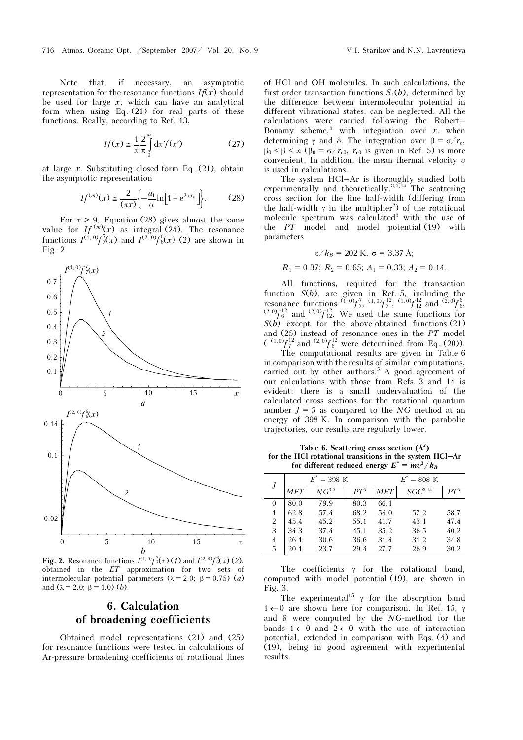Note that, if necessary, an asymptotic representation for the resonance functions $If(x)$ should be used for large $x$, which can have an analytical form when using Eq. (21) for real parts of these functions. Really, according to Ref. 13,

$$If(x) \cong \frac{1}{x}\frac{2}{\pi}\int_0^{\infty} dx' f(x') \quad (27)$$

at large $x$. Substituting closed-form Eq. (21), obtain the asymptotic representation

$$If^{(m)}(x) \cong \frac{2}{(\pi x)}\left\{-\frac{a_1}{\alpha}\ln\left[1 + e^{2\alpha x_e}\right]\right\}. \quad (28)$$

For $x > 9$, Equation (28) gives almost the same value for $If^{(m)}(x)$ as integral (24). The resonance functions $I^{(1,0)}f_7^7(x)$ and $I^{(2,0)}f_6^6(x)$ (2) are shown in Fig. 2.

**Fig. 2.** Resonance functions $I^{(1,0)}f_7^7(x)$ (*1*) and $I^{(2,0)}f_6^6(x)$ (*2*), obtained in the *ET* approximation for two sets of intermolecular potential parameters ($\lambda = 2.0$; $\beta = 0.75$) (*a*) and ($\lambda = 2.0$; $\beta = 1.0$) (*b*).

## 6. Calculation of broadening coefficients

Obtained model representations (21) and (25) for resonance functions were tested in calculations of Ar-pressure broadening coefficients of rotational lines of HCl and OH molecules. In such calculations, the first-order transaction functions $S_1(b)$, determined by the difference between intermolecular potential in different vibrational states, can be neglected. All the calculations were carried following the Robert–Bonamy scheme,[5] with integration over $r_c$ when determining $\gamma$ and $\delta$. The integration over $\beta = \sigma/r_c$, $\beta_0 \le \beta \le \infty$ ($\beta_0 = \sigma/r_{c0}$, $r_{c0}$ is given in Ref. 5) is more convenient. In addition, the mean thermal velocity $v$ is used in calculations.

The system HCl–Ar is thoroughly studied both experimentally and theoretically.[3,5,14] The scattering cross section for the line half-width (differing from the half-width $\gamma$ in the multiplier[2]) of the rotational molecule spectrum was calculated[5] with the use of the *PT* model and model potential (19) with parameters

$$\varepsilon/k_B = 202\ \text{K},\ \sigma = 3.37\ \text{Å};$$

$$R_1 = 0.37;\ R_2 = 0.65;\ A_1 = 0.33;\ A_2 = 0.14.$$

All functions, required for the transaction function $S(b)$, are given in Ref. 5, including the resonance functions ${}^{(1,0)}f_7^7$, ${}^{(1,0)}f_7^{12}$, ${}^{(1,0)}f_{12}^{12}$ and ${}^{(2,0)}f_6^6$, ${}^{(2,0)}f_6^{12}$ and ${}^{(2,0)}f_{12}^{12}$. We used the same functions for $S(b)$ except for the above-obtained functions (21) and (25) instead of resonance ones in the *PT* model (${}^{(1,0)}f_7^{12}$ and ${}^{(2,0)}f_6^{12}$ were determined from Eq. (20)).

The computational results are given in Table 6 in comparison with the results of similar computations, carried out by other authors.[5] A good agreement of our calculations with those from Refs. 3 and 14 is evident: there is a small undervaluation of the calculated cross sections for the rotational quantum number $J = 5$ as compared to the *NG* method at an energy of 398 K. In comparison with the parabolic trajectories, our results are regularly lower.

**Table 6. Scattering cross section (Å$^2$) for the HCl rotational transitions in the system HCl–Ar for different reduced energy $E^* = mv^2/k_B$**

| $J$ | $E^* = 398$ K | | | $E^* = 808$ K | | |
|---|---|---|---|---|---|---|
| | *MET* | $NG$[3,5] | $PT$[5] | *MET* | $SGC$[3,14] | $PT$[5] |
| 0 | 80.0 | 79.9 | 80.3 | 66.1 | | |
| 1 | 62.8 | 57.4 | 68.2 | 54.0 | 57.2 | 58.7 |
| 2 | 45.4 | 45.2 | 55.1 | 41.7 | 43.1 | 47.4 |
| 3 | 34.3 | 37.4 | 45.1 | 35.2 | 36.5 | 40.2 |
| 4 | 26.1 | 30.6 | 36.6 | 31.4 | 31.2 | 34.8 |
| 5 | 20.1 | 23.7 | 29.4 | 27.7 | 26.9 | 30.2 |

The coefficients $\gamma$ for the rotational band, computed with model potential (19), are shown in Fig. 3.

The experimental[15] $\gamma$ for the absorption band $1 \leftarrow 0$ are shown here for comparison. In Ref. 15, $\gamma$ and $\delta$ were computed by the *NG*-method for the bands $1 \leftarrow 0$ and $2 \leftarrow 0$ with the use of interaction potential, extended in comparison with Eqs. (4) and (19), being in good agreement with experimental results.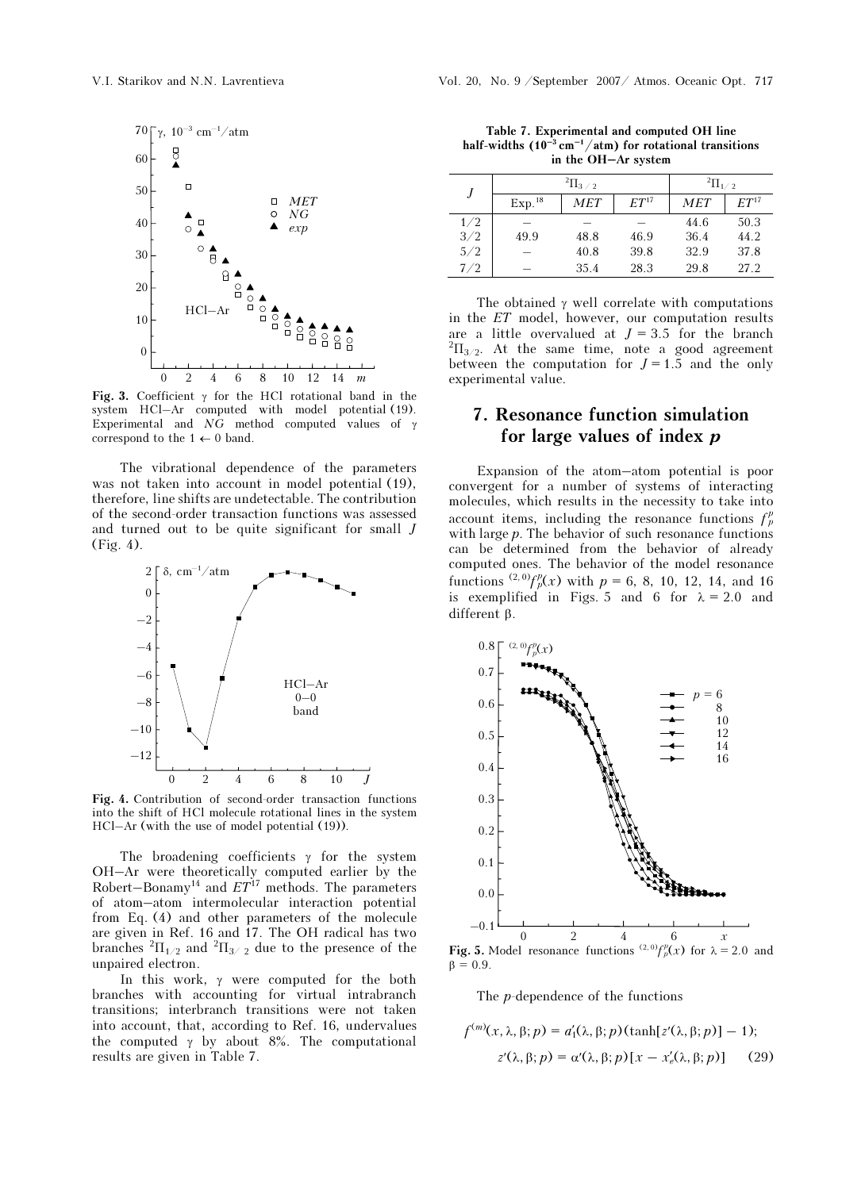**Fig. 3.** Coefficient γ for the HCl rotational band in the system HCl–Ar computed with model potential (19). Experimental and *NG* method computed values of γ correspond to the 1 ← 0 band.

The vibrational dependence of the parameters was not taken into account in model potential (19), therefore, line shifts are undetectable. The contribution of the second-order transaction functions was assessed and turned out to be quite significant for small $J$ (Fig. 4).

**Fig. 4.** Contribution of second-order transaction functions into the shift of HCl molecule rotational lines in the system HCl–Ar (with the use of model potential (19)).

The broadening coefficients γ for the system OH–Ar were theoretically computed earlier by the Robert–Bonamy[14] and *ET*[17] methods. The parameters of atom–atom intermolecular interaction potential from Eq. (4) and other parameters of the molecule are given in Ref. 16 and 17. The OH radical has two branches $^2\Pi_{1/2}$ and $^2\Pi_{3/2}$ due to the presence of the unpaired electron.

In this work, γ were computed for the both branches with accounting for virtual intrabranch transitions; interbranch transitions were not taken into account, that, according to Ref. 16, undervalues the computed γ by about 8%. The computational results are given in Table 7.

**Table 7. Experimental and computed OH line half-widths ($10^{-3}$ cm$^{-1}$/atm) for rotational transitions in the OH–Ar system**

| $J$ | $^2\Pi_{3/2}$ | | | $^2\Pi_{1/2}$ | |
|---|---|---|---|---|---|
| | Exp.[18] | *MET* | *ET*[17] | *MET* | *ET*[17] |
| 1/2 | – | – | – | 44.6 | 50.3 |
| 3/2 | 49.9 | 48.8 | 46.9 | 36.4 | 44.2 |
| 5/2 | – | 40.8 | 39.8 | 32.9 | 37.8 |
| 7/2 | – | 35.4 | 28.3 | 29.8 | 27.2 |

The obtained γ well correlate with computations in the *ET* model, however, our computation results are a little overvalued at $J = 3.5$ for the branch $^2\Pi_{3/2}$. At the same time, note a good agreement between the computation for $J = 1.5$ and the only experimental value.

## 7. Resonance function simulation for large values of index *p*

Expansion of the atom–atom potential is poor convergent for a number of systems of interacting molecules, which results in the necessity to take into account items, including the resonance functions $f_p^p$ with large $p$. The behavior of such resonance functions can be determined from the behavior of already computed ones. The behavior of the model resonance functions $^{(2,0)}f_p^p(x)$ with $p$ = 6, 8, 10, 12, 14, and 16 is exemplified in Figs. 5 and 6 for $\lambda = 2.0$ and different β.

**Fig. 5.** Model resonance functions $^{(2,0)}f_p^p(x)$ for $\lambda = 2.0$ and $\beta = 0.9$.

The $p$-dependence of the functions

$$f^{(m)}(x, \lambda, \beta; p) = a_1'(\lambda, \beta; p)(\tanh[z'(\lambda, \beta; p)] - 1);$$
$$z'(\lambda, \beta; p) = \alpha'(\lambda, \beta; p)[x - x_e'(\lambda, \beta; p)] \quad (29)$$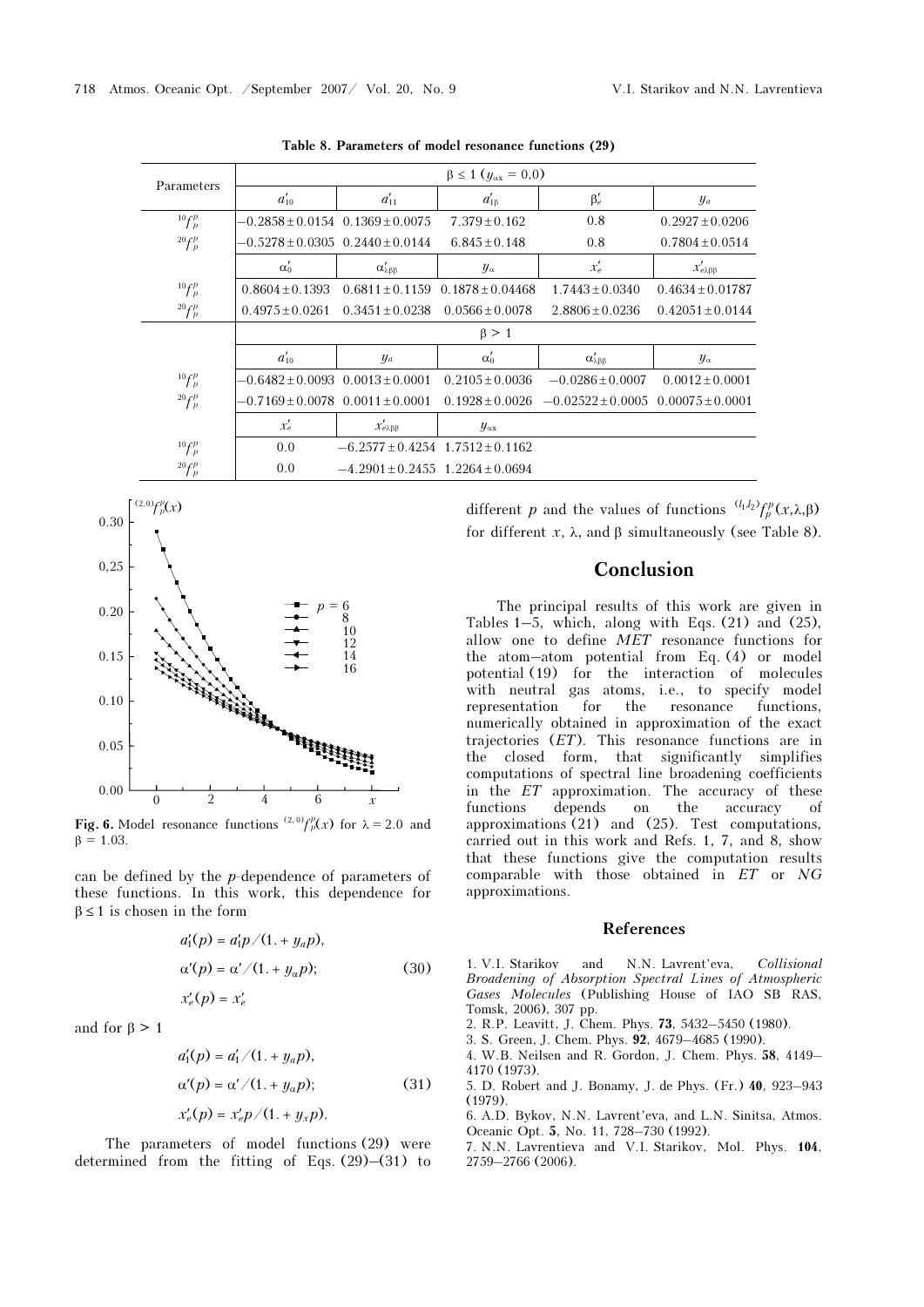**Table 8. Parameters of model resonance functions (29)**

| Parameters | $\beta \le 1$ ($y_{\alpha x} = 0{,}0$) | | | | |
|---|---|---|---|---|---|
| | $a'_{10}$ | $a'_{11}$ | $a'_{1\beta}$ | $\beta'_e$ | $y_a$ |
| ${}^{10}f_p^p$ | $-0.2858 \pm 0.0154$ | $0.1369 \pm 0.0075$ | $7.379 \pm 0.162$ | 0.8 | $0.2927 \pm 0.0206$ |
| ${}^{20}f_p^p$ | $-0.5278 \pm 0.0305$ | $0.2440 \pm 0.0144$ | $6.845 \pm 0.148$ | 0.8 | $0.7804 \pm 0.0514$ |
| | $\alpha'_0$ | $\alpha'_{\lambda\beta\beta}$ | $y_\alpha$ | $x'_e$ | $x'_{e\lambda\beta\beta}$ |
| ${}^{10}f_p^p$ | $0.8604 \pm 0.1393$ | $0.6811 \pm 0.1159$ | $0.1878 \pm 0.04468$ | $1.7443 \pm 0.0340$ | $0.4634 \pm 0.01787$ |
| ${}^{20}f_p^p$ | $0.4975 \pm 0.0261$ | $0.3451 \pm 0.0238$ | $0.0566 \pm 0.0078$ | $2.8806 \pm 0.0236$ | $0.42051 \pm 0.0144$ |
| | $\beta > 1$ | | | | |
| | $a'_{10}$ | $y_a$ | $\alpha'_0$ | $\alpha'_{\lambda\beta\beta}$ | $y_\alpha$ |
| ${}^{10}f_p^p$ | $-0.6482 \pm 0.0093$ | $0.0013 \pm 0.0001$ | $0.2105 \pm 0.0036$ | $-0.0286 \pm 0.0007$ | $0.0012 \pm 0.0001$ |
| ${}^{20}f_p^p$ | $-0.7169 \pm 0.0078$ | $0.0011 \pm 0.0001$ | $0.1928 \pm 0.0026$ | $-0.02522 \pm 0.0005$ | $0.00075 \pm 0.0001$ |
| | $x'_e$ | $x'_{e\lambda\beta\beta}$ | $y_{\alpha x}$ | | |
| ${}^{10}f_p^p$ | 0.0 | $-6.2577 \pm 0.4254$ | $1.7512 \pm 0.1162$ | | |
| ${}^{20}f_p^p$ | 0.0 | $-4.2901 \pm 0.2455$ | $1.2264 \pm 0.0694$ | | |

**Fig. 6.** Model resonance functions ${}^{(2,0)}f_p^p(x)$ for $\lambda = 2.0$ and $\beta = 1.03$.

can be defined by the $p$-dependence of parameters of these functions. In this work, this dependence for $\beta \le 1$ is chosen in the form

$$
\begin{aligned}
a'_1(p) &= a'_1 p/(1. + y_a p),\\
\alpha'(p) &= \alpha'/(1. + y_\alpha p); \qquad (30)\\
x'_e(p) &= x'_e
\end{aligned}
$$

and for $\beta > 1$

$$
\begin{aligned}
a'_1(p) &= a'_1/(1. + y_a p),\\
\alpha'(p) &= \alpha'/(1. + y_\alpha p); \qquad (31)\\
x'_e(p) &= x'_e p/(1. + y_x p).
\end{aligned}
$$

The parameters of model functions (29) were determined from the fitting of Eqs. (29)–(31) to different $p$ and the values of functions ${}^{(l_1,l_2)}f_p^p(x,\lambda,\beta)$ for different $x$, $\lambda$, and $\beta$ simultaneously (see Table 8).

## Conclusion

The principal results of this work are given in Tables 1–5, which, along with Eqs. (21) and (25), allow one to define *MET* resonance functions for the atom–atom potential from Eq. (4) or model potential (19) for the interaction of molecules with neutral gas atoms, i.e., to specify model representation for the resonance functions, numerically obtained in approximation of the exact trajectories (*ET*). This resonance functions are in the closed form, that significantly simplifies computations of spectral line broadening coefficients in the *ET* approximation. The accuracy of these functions depends on the accuracy of approximations (21) and (25). Test computations, carried out in this work and Refs. 1, 7, and 8, show that these functions give the computation results comparable with those obtained in *ET* or *NG* approximations.

## References

1. V.I. Starikov and N.N. Lavrent'eva, *Collisional Broadening of Absorption Spectral Lines of Atmospheric Gases Molecules* (Publishing House of IAO SB RAS, Tomsk, 2006), 307 pp.
2. R.P. Leavitt, J. Chem. Phys. **73**, 5432–5450 (1980).
3. S. Green, J. Chem. Phys. **92**, 4679–4685 (1990).
4. W.B. Neilsen and R. Gordon, J. Chem. Phys. **58**, 4149–4170 (1973).
5. D. Robert and J. Bonamy, J. de Phys. (Fr.) **40**, 923–943 (1979).
6. A.D. Bykov, N.N. Lavrent'eva, and L.N. Sinitsa, Atmos. Oceanic Opt. **5**, No. 11, 728–730 (1992).
7. N.N. Lavrentieva and V.I. Starikov, Mol. Phys. **104**, 2759–2766 (2006).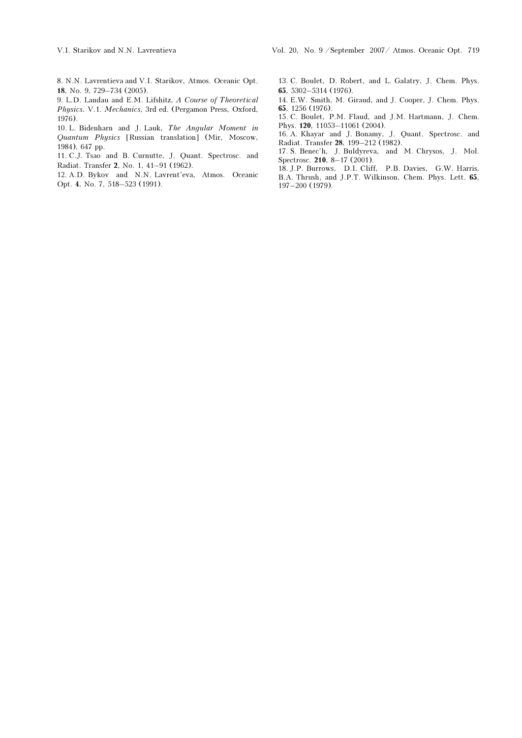8. N.N. Lavrentieva and V.I. Starikov, Atmos. Oceanic Opt. **18**, No. 9, 729–734 (2005).

9. L.D. Landau and E.M. Lifshitz, *A Course of Theoretical Physics*. V.1. *Mechanics*, 3rd ed. (Pergamon Press, Oxford, 1976).

10. L. Bidenharn and J. Lauk, *The Angular Moment in Quantum Physics* [Russian translation] (Mir, Moscow, 1984), 647 pp.

11. C.J. Tsao and B. Curnutte, J. Quant. Spectrosc. and Radiat. Transfer **2**, No. 1, 41–91 (1962).

12. A.D. Bykov and N.N. Lavrent'eva, Atmos. Oceanic Opt. **4**, No. 7, 518–523 (1991).

13. C. Boulet, D. Robert, and L. Galatry, J. Chem. Phys. **65**, 5302–5314 (1976).

14. E.W. Smith, M. Giraud, and J. Cooper, J. Chem. Phys. **65**, 1256 (1976).

15. C. Boulet, P.M. Flaud, and J.M. Hartmann, J. Chem. Phys. **120**, 11053–11061 (2004).

16. A. Khayar and J. Bonamy, J. Quant. Spectrosc. and Radiat. Transfer **28**, 199–212 (1982).

17. S. Benec'h, J. Buldyreva, and M. Chrysos, J. Mol. Spectrosc. **210**, 8–17 (2001).

18. J.P. Burrows, D.I. Cliff, P.B. Davies, G.W. Harris, B.A. Thrush, and J.P.T. Wilkinson, Chem. Phys. Lett. **65**, 197–200 (1979).